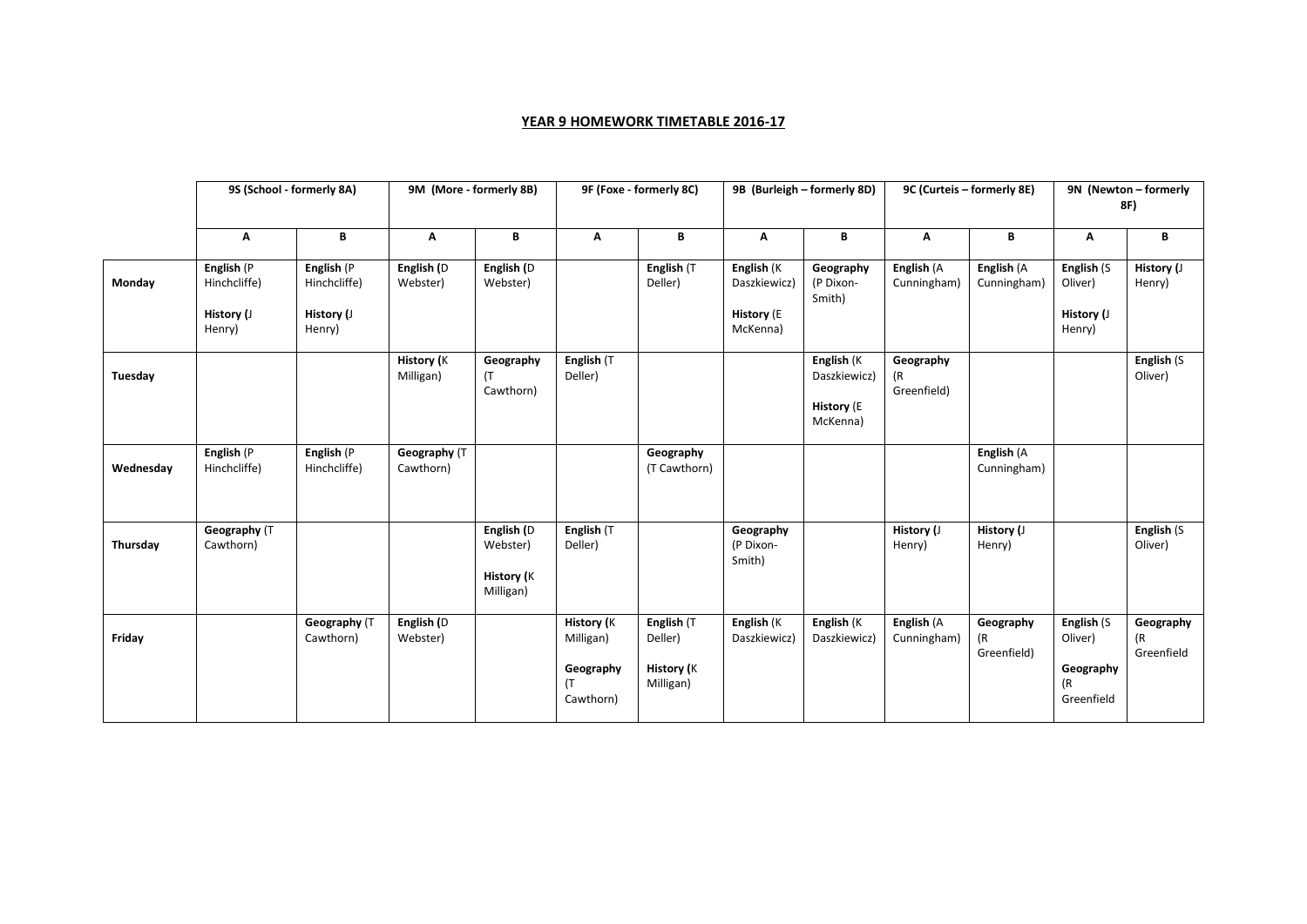# YEAR 9 HOMEWORK TIMETABLE 2016-17

| | 9S (School - formerly 8A) | | 9M (More - formerly 8B) | | 9F (Foxe - formerly 8C) | | 9B (Burleigh – formerly 8D) | | 9C (Curteis – formerly 8E) | | 9N (Newton – formerly 8F) | |
|---|---|---|---|---|---|---|---|---|---|---|---|---|
| | A | B | A | B | A | B | A | B | A | B | A | B |
| Monday | **English** (P Hinchcliffe) **History (**J Henry) | **English** (P Hinchcliffe) **History (**J Henry) | **English (**D Webster) | **English (**D Webster) | | **English** (T Deller) | **English** (K Daszkiewicz) **History** (E McKenna) | **Geography** (P Dixon-Smith) | **English** (A Cunningham) | **English** (A Cunningham) | **English** (S Oliver) **History (**J Henry) | **History (**J Henry) |
| Tuesday | | | **History (**K Milligan) | **Geography** (T Cawthorn) | **English** (T Deller) | | | **English** (K Daszkiewicz) **History** (E McKenna) | **Geography** (R Greenfield) | | | **English** (S Oliver) |
| Wednesday | **English** (P Hinchcliffe) | **English** (P Hinchcliffe) | **Geography** (T Cawthorn) | | | **Geography** (T Cawthorn) | | | | **English** (A Cunningham) | | |
| Thursday | **Geography** (T Cawthorn) | | | **English (**D Webster) **History (**K Milligan) | **English** (T Deller) | | **Geography** (P Dixon-Smith) | | **History (**J Henry) | **History (**J Henry) | | **English** (S Oliver) |
| Friday | | **Geography** (T Cawthorn) | **English (**D Webster) | | **History (**K Milligan) **Geography** (T Cawthorn) | **English** (T Deller) **History (**K Milligan) | **English** (K Daszkiewicz) | **English** (K Daszkiewicz) | **English** (A Cunningham) | **Geography** (R Greenfield) | **English** (S Oliver) **Geography** (R Greenfield | **Geography** (R Greenfield |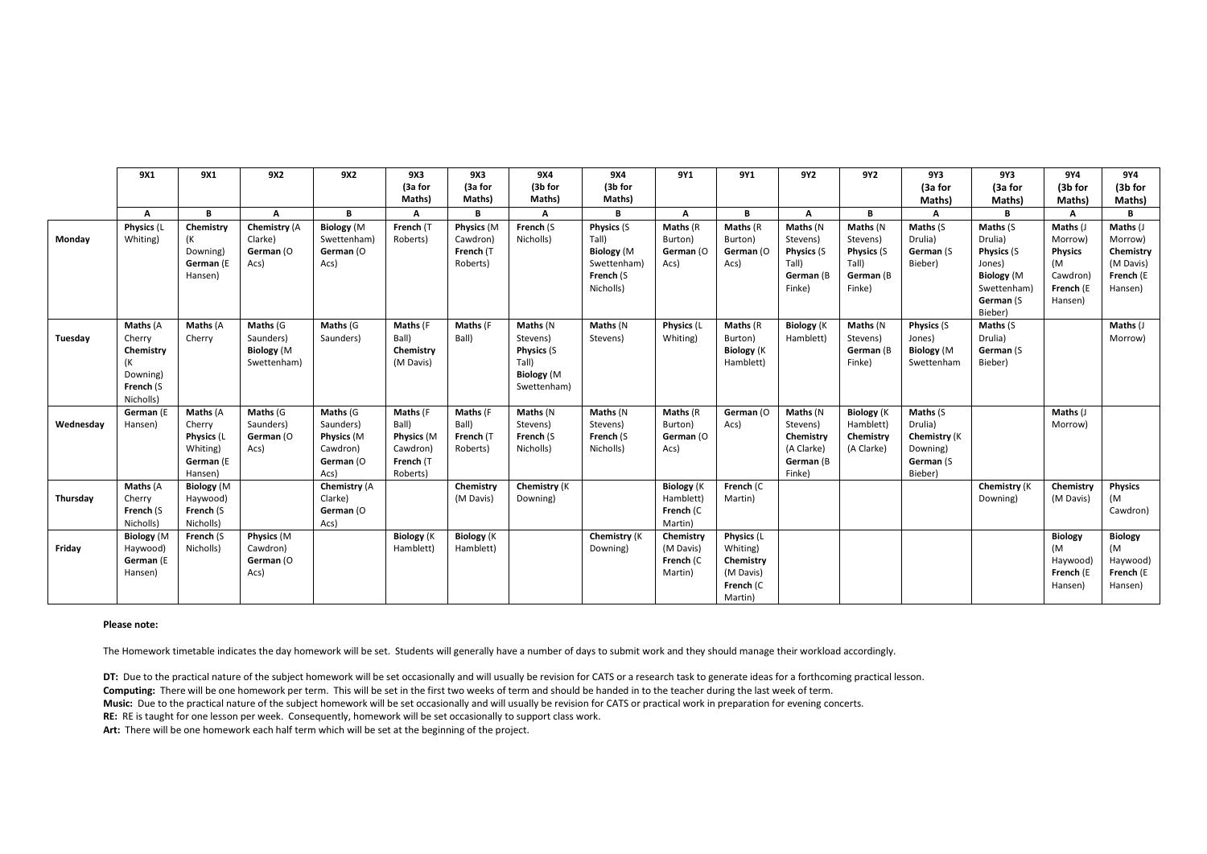| | 9X1 | 9X1 | 9X2 | 9X2 | 9X3 (3a for Maths) | 9X3 (3a for Maths) | 9X4 (3b for Maths) | 9X4 (3b for Maths) | 9Y1 | 9Y1 | 9Y2 | 9Y2 | 9Y3 (3a for Maths) | 9Y3 (3a for Maths) | 9Y4 (3b for Maths) | 9Y4 (3b for Maths) |
|---|---|---|---|---|---|---|---|---|---|---|---|---|---|---|---|---|
| | **A** | **B** | **A** | **B** | **A** | **B** | **A** | **B** | **A** | **B** | **A** | **B** | **A** | **B** | **A** | **B** |
| **Monday** | **Physics** (L Whiting) | **Chemistry** (K Downing) **German** (E Hansen) | **Chemistry** (A Clarke) **German** (O Acs) | **Biology** (M Swettenham) **German** (O Acs) | **French** (T Roberts) | **Physics** (M Cawdron) **French** (T Roberts) | **French** (S Nicholls) | **Physics** (S Tall) **Biology** (M Swettenham) **French** (S Nicholls) | **Maths** (R Burton) **German** (O Acs) | **Maths** (R Burton) **German** (O Acs) | **Maths** (N Stevens) **Physics** (S Tall) **German** (B Finke) | **Maths** (N Stevens) **Physics** (S Tall) **German** (B Finke) | **Maths** (S Drulia) **German** (S Bieber) | **Maths** (S Drulia) **Physics** (S Jones) **Biology** (M Swettenham) **German** (S Bieber) | **Maths** (J Morrow) **Physics** (M Cawdron) **French** (E Hansen) | **Maths** (J Morrow) **Chemistry** (M Davis) **French** (E Hansen) |
| **Tuesday** | **Maths** (A Cherry **Chemistry** (K Downing) **French** (S Nicholls) | **Maths** (A Cherry | **Maths** (G Saunders) **Biology** (M Swettenham) | **Maths** (G Saunders) | **Maths** (F Ball) **Chemistry** (M Davis) | **Maths** (F Ball) | **Maths** (N Stevens) **Physics** (S Tall) **Biology** (M Swettenham) | **Maths** (N Stevens) | **Physics** (L Whiting) | **Maths** (R Burton) **Biology** (K Hamblett) | **Biology** (K Hamblett) | **Maths** (N Stevens) **German** (B Finke) | **Physics** (S Jones) **Biology** (M Swettenham | **Maths** (S Drulia) **German** (S Bieber) | | **Maths** (J Morrow) |
| **Wednesday** | **German** (E Hansen) | **Maths** (A Cherry **Physics** (L Whiting) **German** (E Hansen) | **Maths** (G Saunders) **German** (O Acs) | **Maths** (G Saunders) **Physics** (M Cawdron) **German** (O Acs) | **Maths** (F Ball) **Physics** (M Cawdron) **French** (T Roberts) | **Maths** (F Ball) **French** (T Roberts) | **Maths** (N Stevens) **French** (S Nicholls) | **Maths** (N Stevens) **French** (S Nicholls) | **Maths** (R Burton) **German** (O Acs) | **German** (O Acs) | **Maths** (N Stevens) **Chemistry** (A Clarke) **German** (B Finke) | **Biology** (K Hamblett) **Chemistry** (A Clarke) | **Maths** (S Drulia) **Chemistry** (K Downing) **German** (S Bieber) | | **Maths** (J Morrow) | |
| **Thursday** | **Maths** (A Cherry **French** (S Nicholls) | **Biology** (M Haywood) **French** (S Nicholls) | | **Chemistry** (A Clarke) **German** (O Acs) | | **Chemistry** (M Davis) | **Chemistry** (K Downing) | | **Biology** (K Hamblett) **French** (C Martin) | **French** (C Martin) | | | | **Chemistry** (K Downing) | **Chemistry** (M Davis) | **Physics** (M Cawdron) |
| **Friday** | **Biology** (M Haywood) **German** (E Hansen) | **French** (S Nicholls) | **Physics** (M Cawdron) **German** (O Acs) | | **Biology** (K Hamblett) | **Biology** (K Hamblett) | | **Chemistry** (K Downing) | **Chemistry** (M Davis) **French** (C Martin) | **Physics** (L Whiting) **Chemistry** (M Davis) **French** (C Martin) | | | | | **Biology** (M Haywood) **French** (E Hansen) | **Biology** (M Haywood) **French** (E Hansen) |

**Please note:**

The Homework timetable indicates the day homework will be set. Students will generally have a number of days to submit work and they should manage their workload accordingly.

**DT:** Due to the practical nature of the subject homework will be set occasionally and will usually be revision for CATS or a research task to generate ideas for a forthcoming practical lesson.
**Computing:** There will be one homework per term. This will be set in the first two weeks of term and should be handed in to the teacher during the last week of term.
**Music:** Due to the practical nature of the subject homework will be set occasionally and will usually be revision for CATS or practical work in preparation for evening concerts.
**RE:** RE is taught for one lesson per week. Consequently, homework will be set occasionally to support class work.
**Art:** There will be one homework each half term which will be set at the beginning of the project.